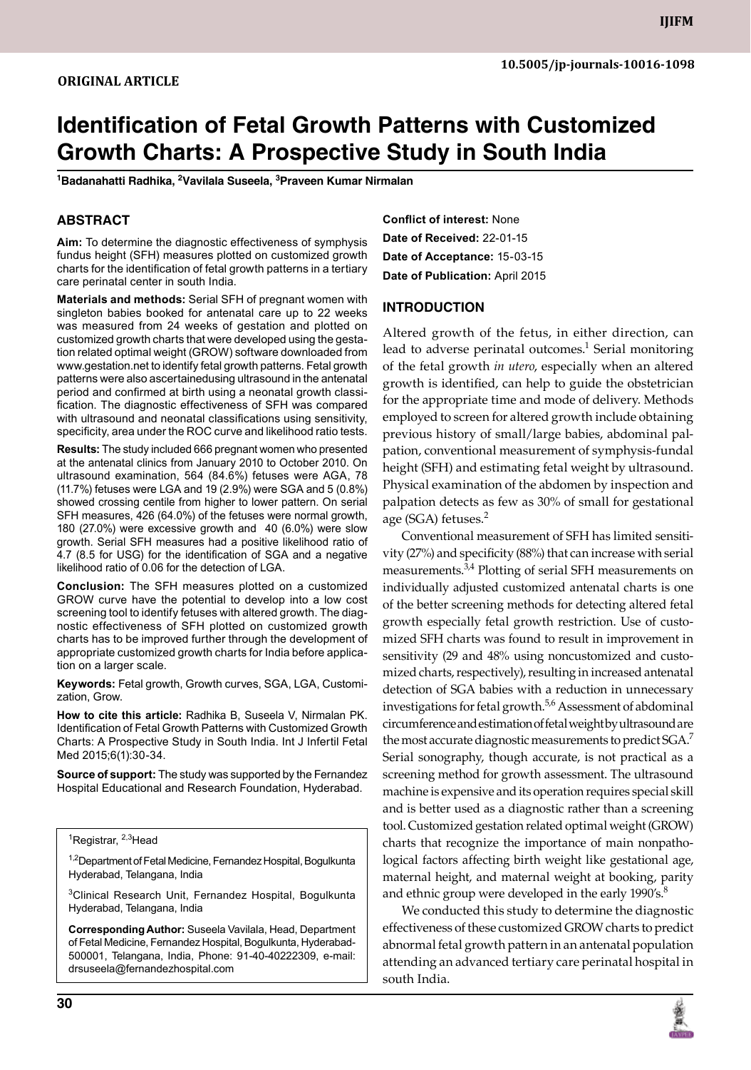**ORIGINAL ARTICLE**

10.5005/jp-journals-10016-1098

# Identification of Fetal Growth Patterns with Customized Growth Charts: A Prospective Study in South India

[1]Badanahatti Radhika, [2]Vavilala Suseela, [3]Praveen Kumar Nirmalan

## ABSTRACT

**Aim:** To determine the diagnostic effectiveness of symphysis fundus height (SFH) measures plotted on customized growth charts for the identification of fetal growth patterns in a tertiary care perinatal center in south India.

**Materials and methods:** Serial SFH of pregnant women with singleton babies booked for antenatal care up to 22 weeks was measured from 24 weeks of gestation and plotted on customized growth charts that were developed using the gestation related optimal weight (GROW) software downloaded from www.gestation.net to identify fetal growth patterns. Fetal growth patterns were also ascertainedusing ultrasound in the antenatal period and confirmed at birth using a neonatal growth classification. The diagnostic effectiveness of SFH was compared with ultrasound and neonatal classifications using sensitivity, specificity, area under the ROC curve and likelihood ratio tests.

**Results:** The study included 666 pregnant women who presented at the antenatal clinics from January 2010 to October 2010. On ultrasound examination, 564 (84.6%) fetuses were AGA, 78 (11.7%) fetuses were LGA and 19 (2.9%) were SGA and 5 (0.8%) showed crossing centile from higher to lower pattern. On serial SFH measures, 426 (64.0%) of the fetuses were normal growth, 180 (27.0%) were excessive growth and 40 (6.0%) were slow growth. Serial SFH measures had a positive likelihood ratio of 4.7 (8.5 for USG) for the identification of SGA and a negative likelihood ratio of 0.06 for the detection of LGA.

**Conclusion:** The SFH measures plotted on a customized GROW curve have the potential to develop into a low cost screening tool to identify fetuses with altered growth. The diagnostic effectiveness of SFH plotted on customized growth charts has to be improved further through the development of appropriate customized growth charts for India before application on a larger scale.

**Keywords:** Fetal growth, Growth curves, SGA, LGA, Customization, Grow.

**How to cite this article:** Radhika B, Suseela V, Nirmalan PK. Identification of Fetal Growth Patterns with Customized Growth Charts: A Prospective Study in South India. Int J Infertil Fetal Med 2015;6(1):30-34.

**Source of support:** The study was supported by the Fernandez Hospital Educational and Research Foundation, Hyderabad.

[1]Registrar, [2,3]Head

[1,2]Department of Fetal Medicine, Fernandez Hospital, Bogulkunta Hyderabad, Telangana, India

[3]Clinical Research Unit, Fernandez Hospital, Bogulkunta Hyderabad, Telangana, India

**Corresponding Author:** Suseela Vavilala, Head, Department of Fetal Medicine, Fernandez Hospital, Bogulkunta, Hyderabad-500001, Telangana, India, Phone: 91-40-40222309, e-mail: drsuseela@fernandezhospital.com

**Conflict of interest:** None

**Date of Received:** 22-01-15

**Date of Acceptance:** 15-03-15

**Date of Publication:** April 2015

## INTRODUCTION

Altered growth of the fetus, in either direction, can lead to adverse perinatal outcomes.[1] Serial monitoring of the fetal growth *in utero*, especially when an altered growth is identified, can help to guide the obstetrician for the appropriate time and mode of delivery. Methods employed to screen for altered growth include obtaining previous history of small/large babies, abdominal palpation, conventional measurement of symphysis-fundal height (SFH) and estimating fetal weight by ultrasound. Physical examination of the abdomen by inspection and palpation detects as few as 30% of small for gestational age (SGA) fetuses.[2]

Conventional measurement of SFH has limited sensitivity (27%) and specificity (88%) that can increase with serial measurements.[3,4] Plotting of serial SFH measurements on individually adjusted customized antenatal charts is one of the better screening methods for detecting altered fetal growth especially fetal growth restriction. Use of customized SFH charts was found to result in improvement in sensitivity (29 and 48% using noncustomized and customized charts, respectively), resulting in increased antenatal detection of SGA babies with a reduction in unnecessary investigations for fetal growth.[5,6] Assessment of abdominal circumference and estimation of fetal weight by ultrasound are the most accurate diagnostic measurements to predict SGA.[7] Serial sonography, though accurate, is not practical as a screening method for growth assessment. The ultrasound machine is expensive and its operation requires special skill and is better used as a diagnostic rather than a screening tool. Customized gestation related optimal weight (GROW) charts that recognize the importance of main nonpathological factors affecting birth weight like gestational age, maternal height, and maternal weight at booking, parity and ethnic group were developed in the early 1990's.[8]

We conducted this study to determine the diagnostic effectiveness of these customized GROW charts to predict abnormal fetal growth pattern in an antenatal population attending an advanced tertiary care perinatal hospital in south India.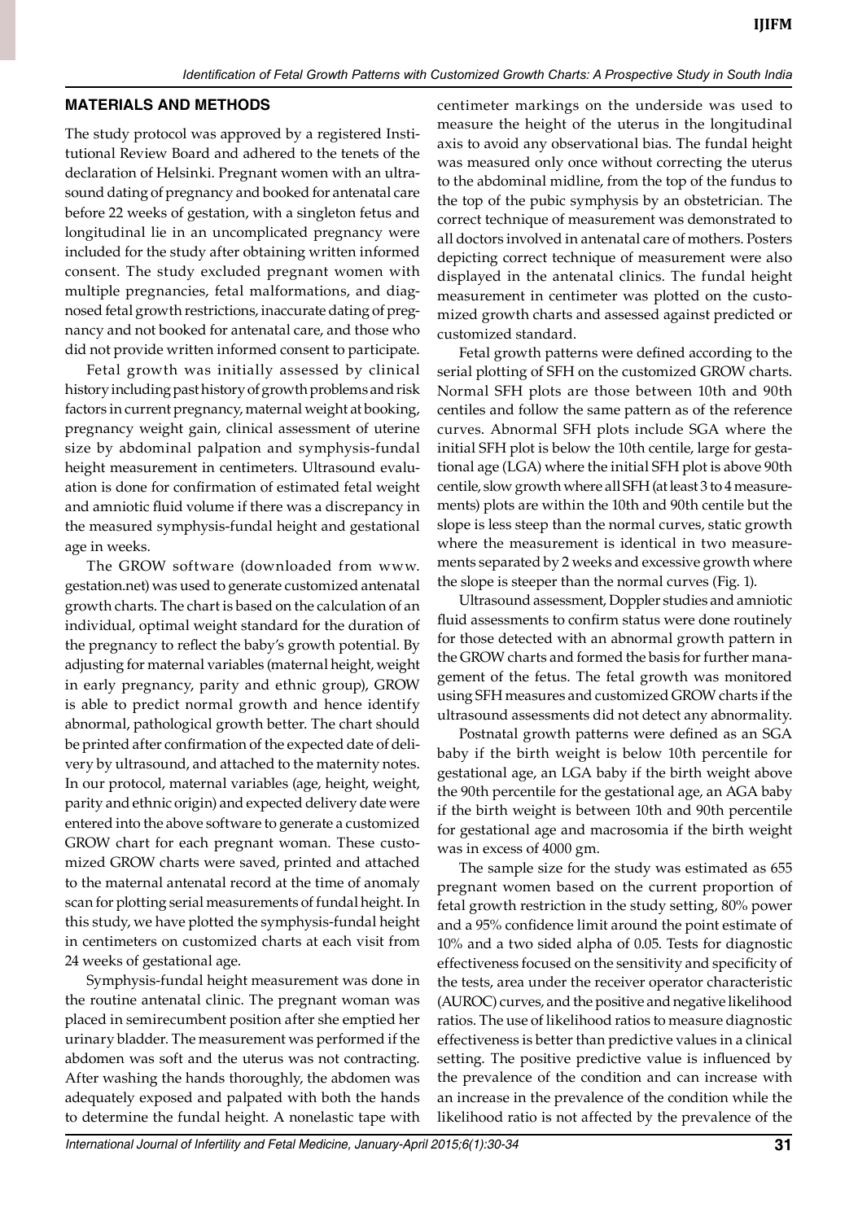## MATERIALS AND METHODS

The study protocol was approved by a registered Institutional Review Board and adhered to the tenets of the declaration of Helsinki. Pregnant women with an ultrasound dating of pregnancy and booked for antenatal care before 22 weeks of gestation, with a singleton fetus and longitudinal lie in an uncomplicated pregnancy were included for the study after obtaining written informed consent. The study excluded pregnant women with multiple pregnancies, fetal malformations, and diagnosed fetal growth restrictions, inaccurate dating of pregnancy and not booked for antenatal care, and those who did not provide written informed consent to participate.

Fetal growth was initially assessed by clinical history including past history of growth problems and risk factors in current pregnancy, maternal weight at booking, pregnancy weight gain, clinical assessment of uterine size by abdominal palpation and symphysis-fundal height measurement in centimeters. Ultrasound evaluation is done for confirmation of estimated fetal weight and amniotic fluid volume if there was a discrepancy in the measured symphysis-fundal height and gestational age in weeks.

The GROW software (downloaded from www.gestation.net) was used to generate customized antenatal growth charts. The chart is based on the calculation of an individual, optimal weight standard for the duration of the pregnancy to reflect the baby's growth potential. By adjusting for maternal variables (maternal height, weight in early pregnancy, parity and ethnic group), GROW is able to predict normal growth and hence identify abnormal, pathological growth better. The chart should be printed after confirmation of the expected date of delivery by ultrasound, and attached to the maternity notes. In our protocol, maternal variables (age, height, weight, parity and ethnic origin) and expected delivery date were entered into the above software to generate a customized GROW chart for each pregnant woman. These customized GROW charts were saved, printed and attached to the maternal antenatal record at the time of anomaly scan for plotting serial measurements of fundal height. In this study, we have plotted the symphysis-fundal height in centimeters on customized charts at each visit from 24 weeks of gestational age.

Symphysis-fundal height measurement was done in the routine antenatal clinic. The pregnant woman was placed in semirecumbent position after she emptied her urinary bladder. The measurement was performed if the abdomen was soft and the uterus was not contracting. After washing the hands thoroughly, the abdomen was adequately exposed and palpated with both the hands to determine the fundal height. A nonelastic tape with centimeter markings on the underside was used to measure the height of the uterus in the longitudinal axis to avoid any observational bias. The fundal height was measured only once without correcting the uterus to the abdominal midline, from the top of the fundus to the top of the pubic symphysis by an obstetrician. The correct technique of measurement was demonstrated to all doctors involved in antenatal care of mothers. Posters depicting correct technique of measurement were also displayed in the antenatal clinics. The fundal height measurement in centimeter was plotted on the customized growth charts and assessed against predicted or customized standard.

Fetal growth patterns were defined according to the serial plotting of SFH on the customized GROW charts. Normal SFH plots are those between 10th and 90th centiles and follow the same pattern as of the reference curves. Abnormal SFH plots include SGA where the initial SFH plot is below the 10th centile, large for gestational age (LGA) where the initial SFH plot is above 90th centile, slow growth where all SFH (at least 3 to 4 measurements) plots are within the 10th and 90th centile but the slope is less steep than the normal curves, static growth where the measurement is identical in two measurements separated by 2 weeks and excessive growth where the slope is steeper than the normal curves (Fig. 1).

Ultrasound assessment, Doppler studies and amniotic fluid assessments to confirm status were done routinely for those detected with an abnormal growth pattern in the GROW charts and formed the basis for further management of the fetus. The fetal growth was monitored using SFH measures and customized GROW charts if the ultrasound assessments did not detect any abnormality.

Postnatal growth patterns were defined as an SGA baby if the birth weight is below 10th percentile for gestational age, an LGA baby if the birth weight above the 90th percentile for the gestational age, an AGA baby if the birth weight is between 10th and 90th percentile for gestational age and macrosomia if the birth weight was in excess of 4000 gm.

The sample size for the study was estimated as 655 pregnant women based on the current proportion of fetal growth restriction in the study setting, 80% power and a 95% confidence limit around the point estimate of 10% and a two sided alpha of 0.05. Tests for diagnostic effectiveness focused on the sensitivity and specificity of the tests, area under the receiver operator characteristic (AUROC) curves, and the positive and negative likelihood ratios. The use of likelihood ratios to measure diagnostic effectiveness is better than predictive values in a clinical setting. The positive predictive value is influenced by the prevalence of the condition and can increase with an increase in the prevalence of the condition while the likelihood ratio is not affected by the prevalence of the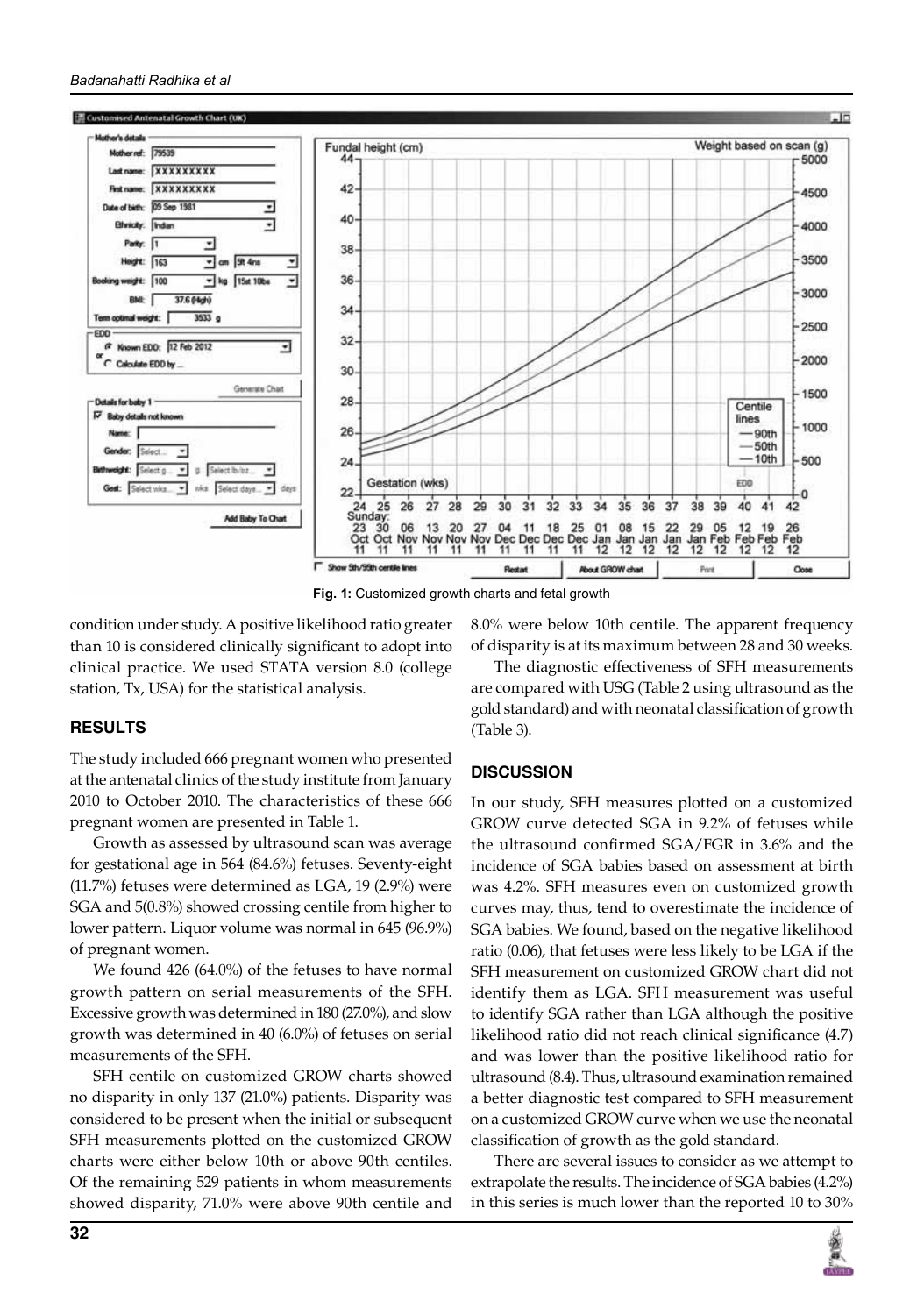Fig. 1: Customized growth charts and fetal growth

condition under study. A positive likelihood ratio greater than 10 is considered clinically significant to adopt into clinical practice. We used STATA version 8.0 (college station, Tx, USA) for the statistical analysis.

## RESULTS

The study included 666 pregnant women who presented at the antenatal clinics of the study institute from January 2010 to October 2010. The characteristics of these 666 pregnant women are presented in Table 1.

Growth as assessed by ultrasound scan was average for gestational age in 564 (84.6%) fetuses. Seventy-eight (11.7%) fetuses were determined as LGA, 19 (2.9%) were SGA and 5(0.8%) showed crossing centile from higher to lower pattern. Liquor volume was normal in 645 (96.9%) of pregnant women.

We found 426 (64.0%) of the fetuses to have normal growth pattern on serial measurements of the SFH. Excessive growth was determined in 180 (27.0%), and slow growth was determined in 40 (6.0%) of fetuses on serial measurements of the SFH.

SFH centile on customized GROW charts showed no disparity in only 137 (21.0%) patients. Disparity was considered to be present when the initial or subsequent SFH measurements plotted on the customized GROW charts were either below 10th or above 90th centiles. Of the remaining 529 patients in whom measurements showed disparity, 71.0% were above 90th centile and 8.0% were below 10th centile. The apparent frequency of disparity is at its maximum between 28 and 30 weeks.

The diagnostic effectiveness of SFH measurements are compared with USG (Table 2 using ultrasound as the gold standard) and with neonatal classification of growth (Table 3).

## DISCUSSION

In our study, SFH measures plotted on a customized GROW curve detected SGA in 9.2% of fetuses while the ultrasound confirmed SGA/FGR in 3.6% and the incidence of SGA babies based on assessment at birth was 4.2%. SFH measures even on customized growth curves may, thus, tend to overestimate the incidence of SGA babies. We found, based on the negative likelihood ratio (0.06), that fetuses were less likely to be LGA if the SFH measurement on customized GROW chart did not identify them as LGA. SFH measurement was useful to identify SGA rather than LGA although the positive likelihood ratio did not reach clinical significance (4.7) and was lower than the positive likelihood ratio for ultrasound (8.4). Thus, ultrasound examination remained a better diagnostic test compared to SFH measurement on a customized GROW curve when we use the neonatal classification of growth as the gold standard.

There are several issues to consider as we attempt to extrapolate the results. The incidence of SGA babies (4.2%) in this series is much lower than the reported 10 to 30%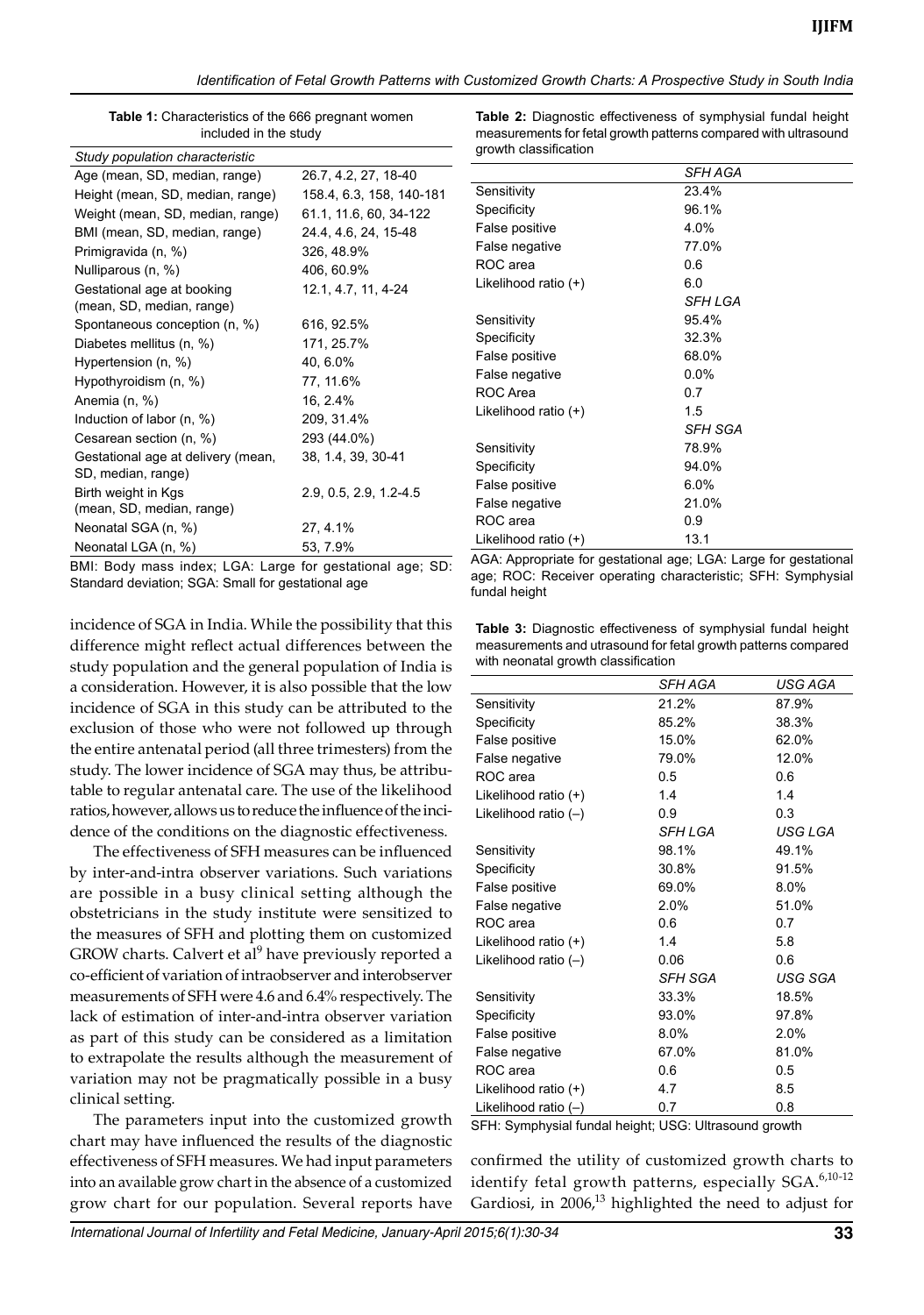**Table 1:** Characteristics of the 666 pregnant women included in the study

| *Study population characteristic* | |
|---|---|
| Age (mean, SD, median, range) | 26.7, 4.2, 27, 18-40 |
| Height (mean, SD, median, range) | 158.4, 6.3, 158, 140-181 |
| Weight (mean, SD, median, range) | 61.1, 11.6, 60, 34-122 |
| BMI (mean, SD, median, range) | 24.4, 4.6, 24, 15-48 |
| Primigravida (n, %) | 326, 48.9% |
| Nulliparous (n, %) | 406, 60.9% |
| Gestational age at booking (mean, SD, median, range) | 12.1, 4.7, 11, 4-24 |
| Spontaneous conception (n, %) | 616, 92.5% |
| Diabetes mellitus (n, %) | 171, 25.7% |
| Hypertension (n, %) | 40, 6.0% |
| Hypothyroidism (n, %) | 77, 11.6% |
| Anemia (n, %) | 16, 2.4% |
| Induction of labor (n, %) | 209, 31.4% |
| Cesarean section (n, %) | 293 (44.0%) |
| Gestational age at delivery (mean, SD, median, range) | 38, 1.4, 39, 30-41 |
| Birth weight in Kgs (mean, SD, median, range) | 2.9, 0.5, 2.9, 1.2-4.5 |
| Neonatal SGA (n, %) | 27, 4.1% |
| Neonatal LGA (n, %) | 53, 7.9% |

BMI: Body mass index; LGA: Large for gestational age; SD: Standard deviation; SGA: Small for gestational age

**Table 2:** Diagnostic effectiveness of symphysial fundal height measurements for fetal growth patterns compared with ultrasound growth classification

| | *SFH AGA* |
|---|---|
| Sensitivity | 23.4% |
| Specificity | 96.1% |
| False positive | 4.0% |
| False negative | 77.0% |
| ROC area | 0.6 |
| Likelihood ratio (+) | 6.0 |
| | *SFH LGA* |
| Sensitivity | 95.4% |
| Specificity | 32.3% |
| False positive | 68.0% |
| False negative | 0.0% |
| ROC Area | 0.7 |
| Likelihood ratio (+) | 1.5 |
| | *SFH SGA* |
| Sensitivity | 78.9% |
| Specificity | 94.0% |
| False positive | 6.0% |
| False negative | 21.0% |
| ROC area | 0.9 |
| Likelihood ratio (+) | 13.1 |

AGA: Appropriate for gestational age; LGA: Large for gestational age; ROC: Receiver operating characteristic; SFH: Symphysial fundal height

incidence of SGA in India. While the possibility that this difference might reflect actual differences between the study population and the general population of India is a consideration. However, it is also possible that the low incidence of SGA in this study can be attributed to the exclusion of those who were not followed up through the entire antenatal period (all three trimesters) from the study. The lower incidence of SGA may thus, be attributable to regular antenatal care. The use of the likelihood ratios, however, allows us to reduce the influence of the incidence of the conditions on the diagnostic effectiveness.

The effectiveness of SFH measures can be influenced by inter-and-intra observer variations. Such variations are possible in a busy clinical setting although the obstetricians in the study institute were sensitized to the measures of SFH and plotting them on customized GROW charts. Calvert et al[9] have previously reported a co-efficient of variation of intraobserver and interobserver measurements of SFH were 4.6 and 6.4% respectively. The lack of estimation of inter-and-intra observer variation as part of this study can be considered as a limitation to extrapolate the results although the measurement of variation may not be pragmatically possible in a busy clinical setting.

The parameters input into the customized growth chart may have influenced the results of the diagnostic effectiveness of SFH measures. We had input parameters into an available grow chart in the absence of a customized grow chart for our population. Several reports have

**Table 3:** Diagnostic effectiveness of symphysial fundal height measurements and ultrasound for fetal growth patterns compared with neonatal growth classification

| | *SFH AGA* | *USG AGA* |
|---|---|---|
| Sensitivity | 21.2% | 87.9% |
| Specificity | 85.2% | 38.3% |
| False positive | 15.0% | 62.0% |
| False negative | 79.0% | 12.0% |
| ROC area | 0.5 | 0.6 |
| Likelihood ratio (+) | 1.4 | 1.4 |
| Likelihood ratio (–) | 0.9 | 0.3 |
| | *SFH LGA* | *USG LGA* |
| Sensitivity | 98.1% | 49.1% |
| Specificity | 30.8% | 91.5% |
| False positive | 69.0% | 8.0% |
| False negative | 2.0% | 51.0% |
| ROC area | 0.6 | 0.7 |
| Likelihood ratio (+) | 1.4 | 5.8 |
| Likelihood ratio (–) | 0.06 | 0.6 |
| | *SFH SGA* | *USG SGA* |
| Sensitivity | 33.3% | 18.5% |
| Specificity | 93.0% | 97.8% |
| False positive | 8.0% | 2.0% |
| False negative | 67.0% | 81.0% |
| ROC area | 0.6 | 0.5 |
| Likelihood ratio (+) | 4.7 | 8.5 |
| Likelihood ratio (–) | 0.7 | 0.8 |

SFH: Symphysial fundal height; USG: Ultrasound growth

confirmed the utility of customized growth charts to identify fetal growth patterns, especially SGA.[6,10-12] Gardiosi, in 2006,[13] highlighted the need to adjust for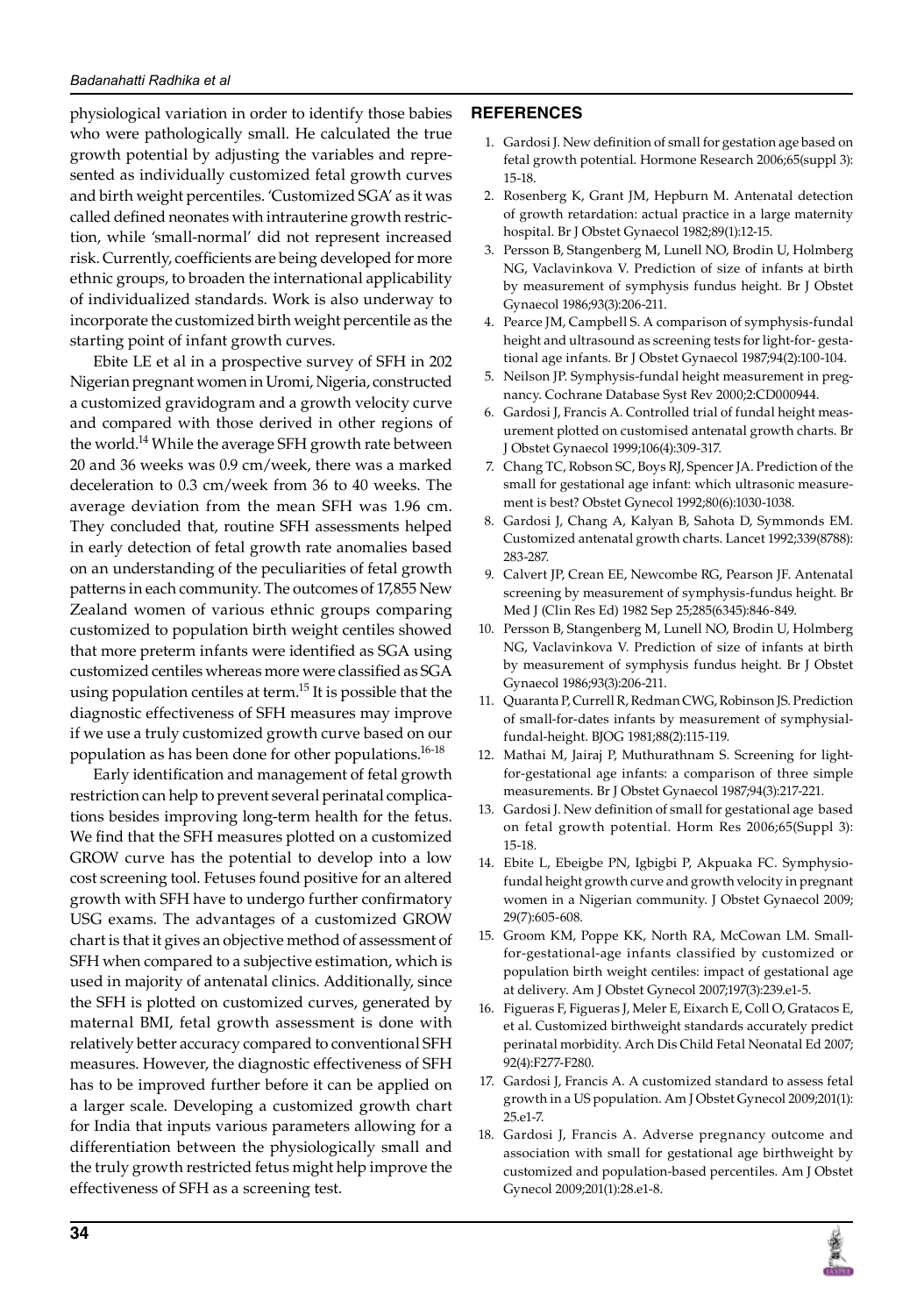physiological variation in order to identify those babies who were pathologically small. He calculated the true growth potential by adjusting the variables and represented as individually customized fetal growth curves and birth weight percentiles. 'Customized SGA' as it was called defined neonates with intrauterine growth restriction, while 'small-normal' did not represent increased risk. Currently, coefficients are being developed for more ethnic groups, to broaden the international applicability of individualized standards. Work is also underway to incorporate the customized birth weight percentile as the starting point of infant growth curves.

Ebite LE et al in a prospective survey of SFH in 202 Nigerian pregnant women in Uromi, Nigeria, constructed a customized gravidogram and a growth velocity curve and compared with those derived in other regions of the world.[14] While the average SFH growth rate between 20 and 36 weeks was 0.9 cm/week, there was a marked deceleration to 0.3 cm/week from 36 to 40 weeks. The average deviation from the mean SFH was 1.96 cm. They concluded that, routine SFH assessments helped in early detection of fetal growth rate anomalies based on an understanding of the peculiarities of fetal growth patterns in each community. The outcomes of 17,855 New Zealand women of various ethnic groups comparing customized to population birth weight centiles showed that more preterm infants were identified as SGA using customized centiles whereas more were classified as SGA using population centiles at term.[15] It is possible that the diagnostic effectiveness of SFH measures may improve if we use a truly customized growth curve based on our population as has been done for other populations.[16-18]

Early identification and management of fetal growth restriction can help to prevent several perinatal complications besides improving long-term health for the fetus. We find that the SFH measures plotted on a customized GROW curve has the potential to develop into a low cost screening tool. Fetuses found positive for an altered growth with SFH have to undergo further confirmatory USG exams. The advantages of a customized GROW chart is that it gives an objective method of assessment of SFH when compared to a subjective estimation, which is used in majority of antenatal clinics. Additionally, since the SFH is plotted on customized curves, generated by maternal BMI, fetal growth assessment is done with relatively better accuracy compared to conventional SFH measures. However, the diagnostic effectiveness of SFH has to be improved further before it can be applied on a larger scale. Developing a customized growth chart for India that inputs various parameters allowing for a differentiation between the physiologically small and the truly growth restricted fetus might help improve the effectiveness of SFH as a screening test.

## REFERENCES

1. Gardosi J. New definition of small for gestation age based on fetal growth potential. Hormone Research 2006;65(suppl 3): 15-18.
2. Rosenberg K, Grant JM, Hepburn M. Antenatal detection of growth retardation: actual practice in a large maternity hospital. Br J Obstet Gynaecol 1982;89(1):12-15.
3. Persson B, Stangenberg M, Lunell NO, Brodin U, Holmberg NG, Vaclavinkova V. Prediction of size of infants at birth by measurement of symphysis fundus height. Br J Obstet Gynaecol 1986;93(3):206-211.
4. Pearce JM, Campbell S. A comparison of symphysis-fundal height and ultrasound as screening tests for light-for- gestational age infants. Br J Obstet Gynaecol 1987;94(2):100-104.
5. Neilson JP. Symphysis-fundal height measurement in pregnancy. Cochrane Database Syst Rev 2000;2:CD000944.
6. Gardosi J, Francis A. Controlled trial of fundal height measurement plotted on customised antenatal growth charts. Br J Obstet Gynaecol 1999;106(4):309-317.
7. Chang TC, Robson SC, Boys RJ, Spencer JA. Prediction of the small for gestational age infant: which ultrasonic measurement is best? Obstet Gynecol 1992;80(6):1030-1038.
8. Gardosi J, Chang A, Kalyan B, Sahota D, Symmonds EM. Customized antenatal growth charts. Lancet 1992;339(8788): 283-287.
9. Calvert JP, Crean EE, Newcombe RG, Pearson JF. Antenatal screening by measurement of symphysis-fundus height. Br Med J (Clin Res Ed) 1982 Sep 25;285(6345):846-849.
10. Persson B, Stangenberg M, Lunell NO, Brodin U, Holmberg NG, Vaclavinkova V. Prediction of size of infants at birth by measurement of symphysis fundus height. Br J Obstet Gynaecol 1986;93(3):206-211.
11. Quaranta P, Currell R, Redman CWG, Robinson JS. Prediction of small-for-dates infants by measurement of symphysial-fundal-height. BJOG 1981;88(2):115-119.
12. Mathai M, Jairaj P, Muthurathnam S. Screening for light-for-gestational age infants: a comparison of three simple measurements. Br J Obstet Gynaecol 1987;94(3):217-221.
13. Gardosi J. New definition of small for gestational age based on fetal growth potential. Horm Res 2006;65(Suppl 3): 15-18.
14. Ebite L, Ebeigbe PN, Igbigbi P, Akpuaka FC. Symphysio-fundal height growth curve and growth velocity in pregnant women in a Nigerian community. J Obstet Gynaecol 2009; 29(7):605-608.
15. Groom KM, Poppe KK, North RA, McCowan LM. Small-for-gestational-age infants classified by customized or population birth weight centiles: impact of gestational age at delivery. Am J Obstet Gynecol 2007;197(3):239.e1-5.
16. Figueras F, Figueras J, Meler E, Eixarch E, Coll O, Gratacos E, et al. Customized birthweight standards accurately predict perinatal morbidity. Arch Dis Child Fetal Neonatal Ed 2007; 92(4):F277-F280.
17. Gardosi J, Francis A. A customized standard to assess fetal growth in a US population. Am J Obstet Gynecol 2009;201(1): 25.e1-7.
18. Gardosi J, Francis A. Adverse pregnancy outcome and association with small for gestational age birthweight by customized and population-based percentiles. Am J Obstet Gynecol 2009;201(1):28.e1-8.